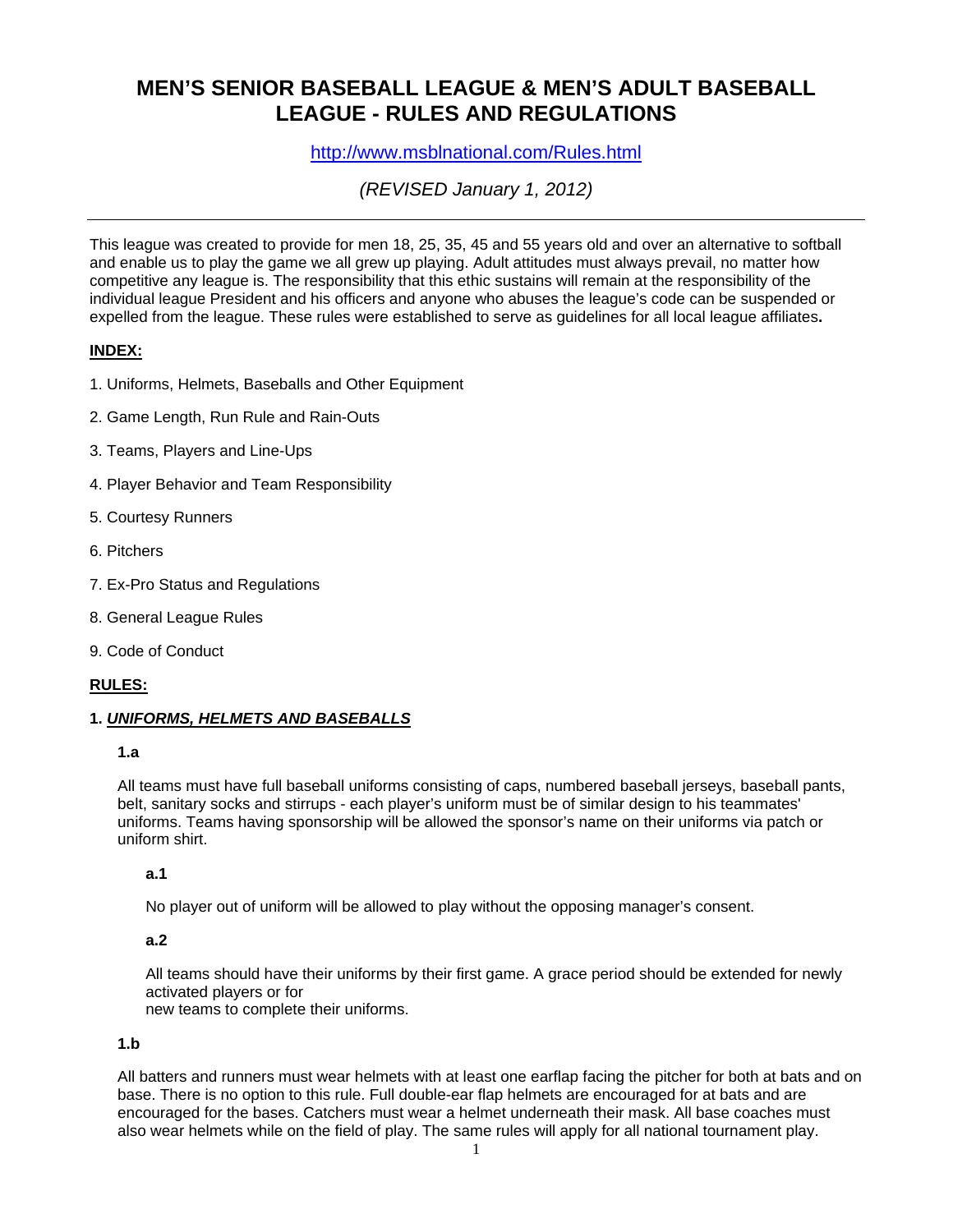# MEN'S SENIOR BASEBALL LEAGUE & MEN'S ADULT BASEBALL LEAGUE - RULES AND REGULATIONS

http://www.msblnational.com/Rules.html

*(REVISED January 1, 2012)*

---

This league was created to provide for men 18, 25, 35, 45 and 55 years old and over an alternative to softball and enable us to play the game we all grew up playing. Adult attitudes must always prevail, no matter how competitive any league is. The responsibility that this ethic sustains will remain at the responsibility of the individual league President and his officers and anyone who abuses the league's code can be suspended or expelled from the league. These rules were established to serve as guidelines for all local league affiliates**.**

**INDEX:**

1. Uniforms, Helmets, Baseballs and Other Equipment
2. Game Length, Run Rule and Rain-Outs
3. Teams, Players and Line-Ups
4. Player Behavior and Team Responsibility
5. Courtesy Runners
6. Pitchers
7. Ex-Pro Status and Regulations
8. General League Rules
9. Code of Conduct

**RULES:**

**1. *UNIFORMS, HELMETS AND BASEBALLS***

**1.a**

All teams must have full baseball uniforms consisting of caps, numbered baseball jerseys, baseball pants, belt, sanitary socks and stirrups - each player's uniform must be of similar design to his teammates' uniforms. Teams having sponsorship will be allowed the sponsor's name on their uniforms via patch or uniform shirt.

**a.1**

No player out of uniform will be allowed to play without the opposing manager's consent.

**a.2**

All teams should have their uniforms by their first game. A grace period should be extended for newly activated players or for
new teams to complete their uniforms.

**1.b**

All batters and runners must wear helmets with at least one earflap facing the pitcher for both at bats and on base. There is no option to this rule. Full double-ear flap helmets are encouraged for at bats and are encouraged for the bases. Catchers must wear a helmet underneath their mask. All base coaches must also wear helmets while on the field of play. The same rules will apply for all national tournament play.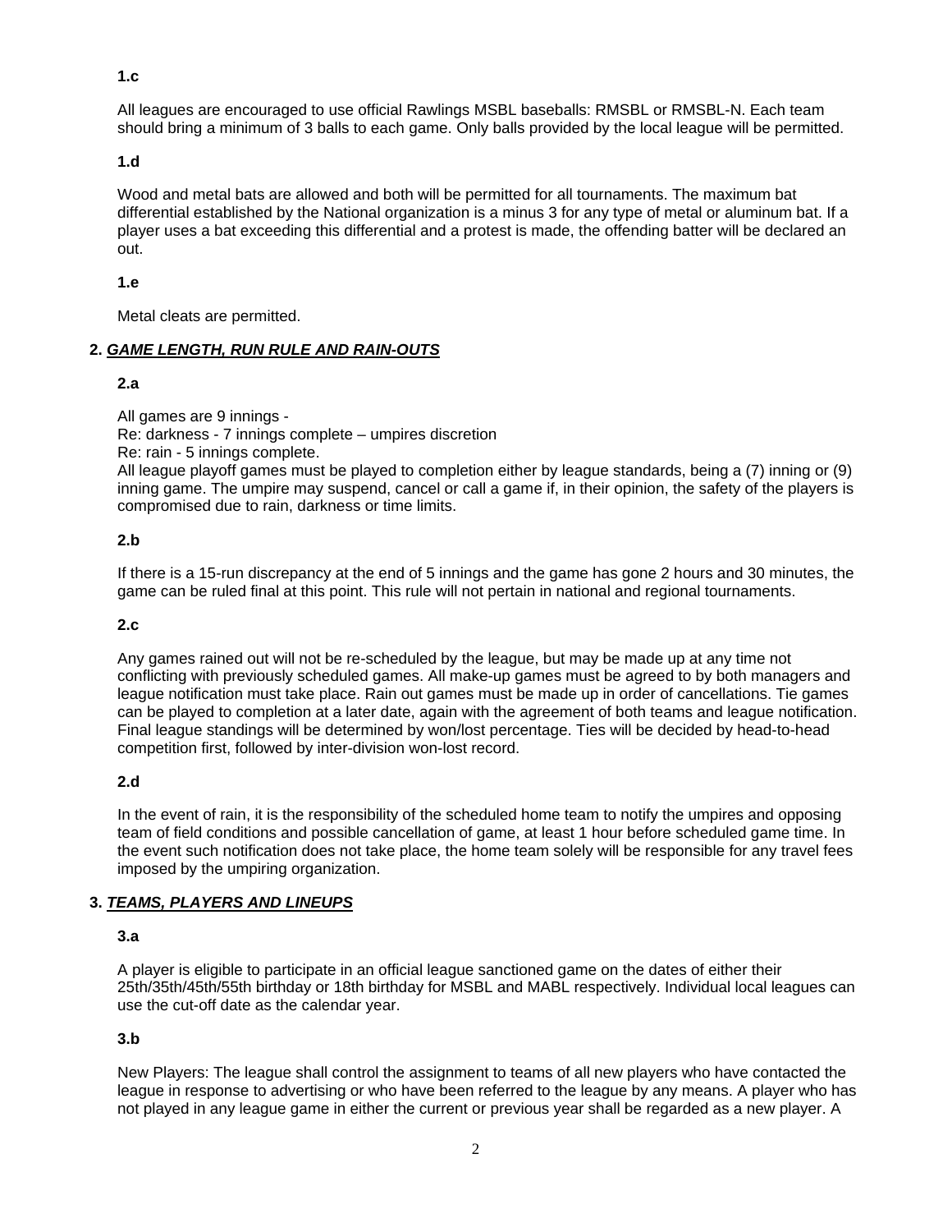**1.c**

All leagues are encouraged to use official Rawlings MSBL baseballs: RMSBL or RMSBL-N. Each team should bring a minimum of 3 balls to each game. Only balls provided by the local league will be permitted.

**1.d**

Wood and metal bats are allowed and both will be permitted for all tournaments. The maximum bat differential established by the National organization is a minus 3 for any type of metal or aluminum bat. If a player uses a bat exceeding this differential and a protest is made, the offending batter will be declared an out.

**1.e**

Metal cleats are permitted.

## 2. ***GAME LENGTH, RUN RULE AND RAIN-OUTS***

**2.a**

All games are 9 innings -
Re: darkness - 7 innings complete – umpires discretion
Re: rain - 5 innings complete.
All league playoff games must be played to completion either by league standards, being a (7) inning or (9) inning game. The umpire may suspend, cancel or call a game if, in their opinion, the safety of the players is compromised due to rain, darkness or time limits.

**2.b**

If there is a 15-run discrepancy at the end of 5 innings and the game has gone 2 hours and 30 minutes, the game can be ruled final at this point. This rule will not pertain in national and regional tournaments.

**2.c**

Any games rained out will not be re-scheduled by the league, but may be made up at any time not conflicting with previously scheduled games. All make-up games must be agreed to by both managers and league notification must take place. Rain out games must be made up in order of cancellations. Tie games can be played to completion at a later date, again with the agreement of both teams and league notification. Final league standings will be determined by won/lost percentage. Ties will be decided by head-to-head competition first, followed by inter-division won-lost record.

**2.d**

In the event of rain, it is the responsibility of the scheduled home team to notify the umpires and opposing team of field conditions and possible cancellation of game, at least 1 hour before scheduled game time. In the event such notification does not take place, the home team solely will be responsible for any travel fees imposed by the umpiring organization.

## 3. ***TEAMS, PLAYERS AND LINEUPS***

**3.a**

A player is eligible to participate in an official league sanctioned game on the dates of either their 25th/35th/45th/55th birthday or 18th birthday for MSBL and MABL respectively. Individual local leagues can use the cut-off date as the calendar year.

**3.b**

New Players: The league shall control the assignment to teams of all new players who have contacted the league in response to advertising or who have been referred to the league by any means. A player who has not played in any league game in either the current or previous year shall be regarded as a new player. A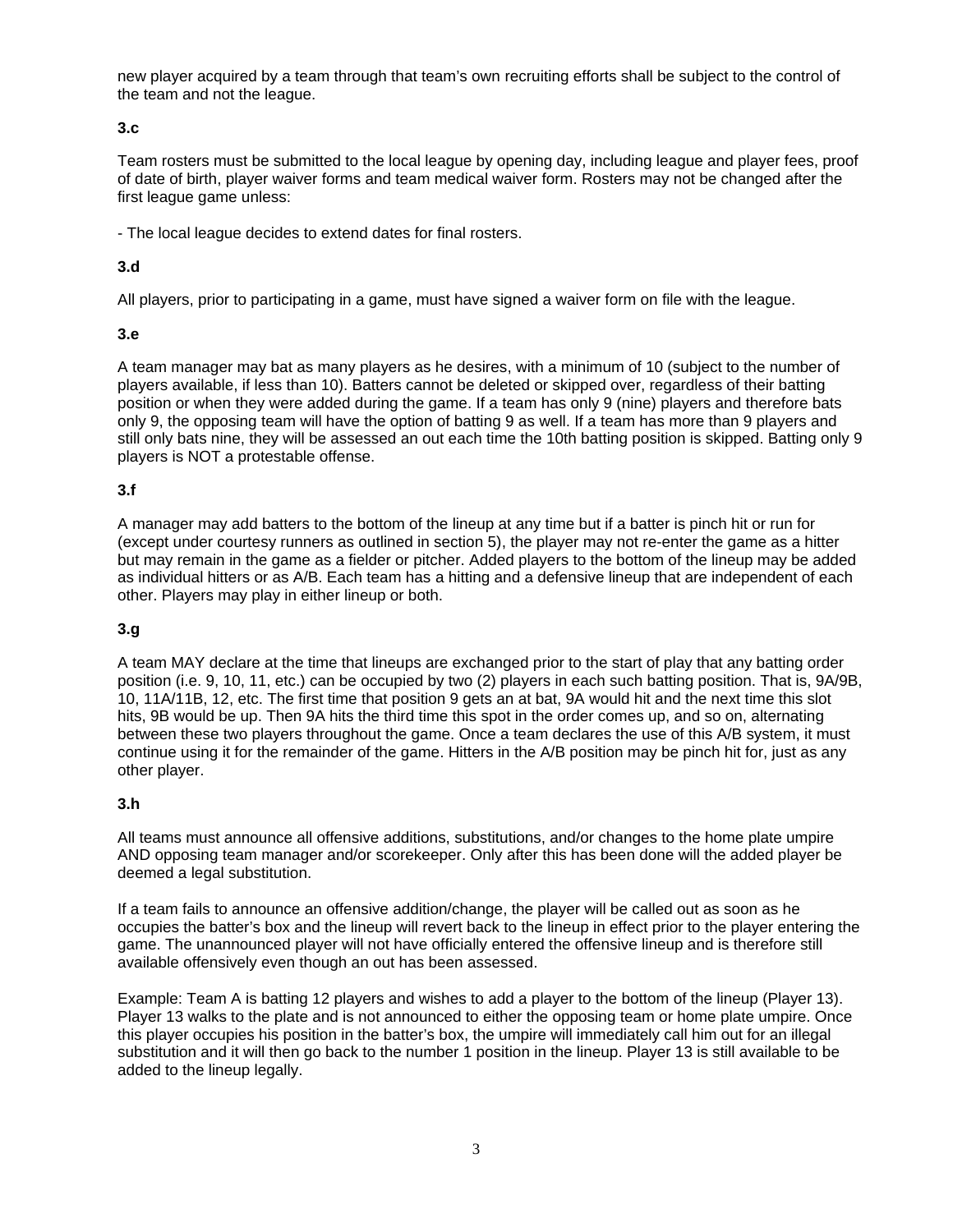new player acquired by a team through that team's own recruiting efforts shall be subject to the control of the team and not the league.

**3.c**

Team rosters must be submitted to the local league by opening day, including league and player fees, proof of date of birth, player waiver forms and team medical waiver form. Rosters may not be changed after the first league game unless:

- The local league decides to extend dates for final rosters.

**3.d**

All players, prior to participating in a game, must have signed a waiver form on file with the league.

**3.e**

A team manager may bat as many players as he desires, with a minimum of 10 (subject to the number of players available, if less than 10). Batters cannot be deleted or skipped over, regardless of their batting position or when they were added during the game. If a team has only 9 (nine) players and therefore bats only 9, the opposing team will have the option of batting 9 as well. If a team has more than 9 players and still only bats nine, they will be assessed an out each time the 10th batting position is skipped. Batting only 9 players is NOT a protestable offense.

**3.f**

A manager may add batters to the bottom of the lineup at any time but if a batter is pinch hit or run for (except under courtesy runners as outlined in section 5), the player may not re-enter the game as a hitter but may remain in the game as a fielder or pitcher. Added players to the bottom of the lineup may be added as individual hitters or as A/B. Each team has a hitting and a defensive lineup that are independent of each other. Players may play in either lineup or both.

**3.g**

A team MAY declare at the time that lineups are exchanged prior to the start of play that any batting order position (i.e. 9, 10, 11, etc.) can be occupied by two (2) players in each such batting position. That is, 9A/9B, 10, 11A/11B, 12, etc. The first time that position 9 gets an at bat, 9A would hit and the next time this slot hits, 9B would be up. Then 9A hits the third time this spot in the order comes up, and so on, alternating between these two players throughout the game. Once a team declares the use of this A/B system, it must continue using it for the remainder of the game. Hitters in the A/B position may be pinch hit for, just as any other player.

**3.h**

All teams must announce all offensive additions, substitutions, and/or changes to the home plate umpire AND opposing team manager and/or scorekeeper. Only after this has been done will the added player be deemed a legal substitution.

If a team fails to announce an offensive addition/change, the player will be called out as soon as he occupies the batter's box and the lineup will revert back to the lineup in effect prior to the player entering the game. The unannounced player will not have officially entered the offensive lineup and is therefore still available offensively even though an out has been assessed.

Example: Team A is batting 12 players and wishes to add a player to the bottom of the lineup (Player 13). Player 13 walks to the plate and is not announced to either the opposing team or home plate umpire. Once this player occupies his position in the batter's box, the umpire will immediately call him out for an illegal substitution and it will then go back to the number 1 position in the lineup. Player 13 is still available to be added to the lineup legally.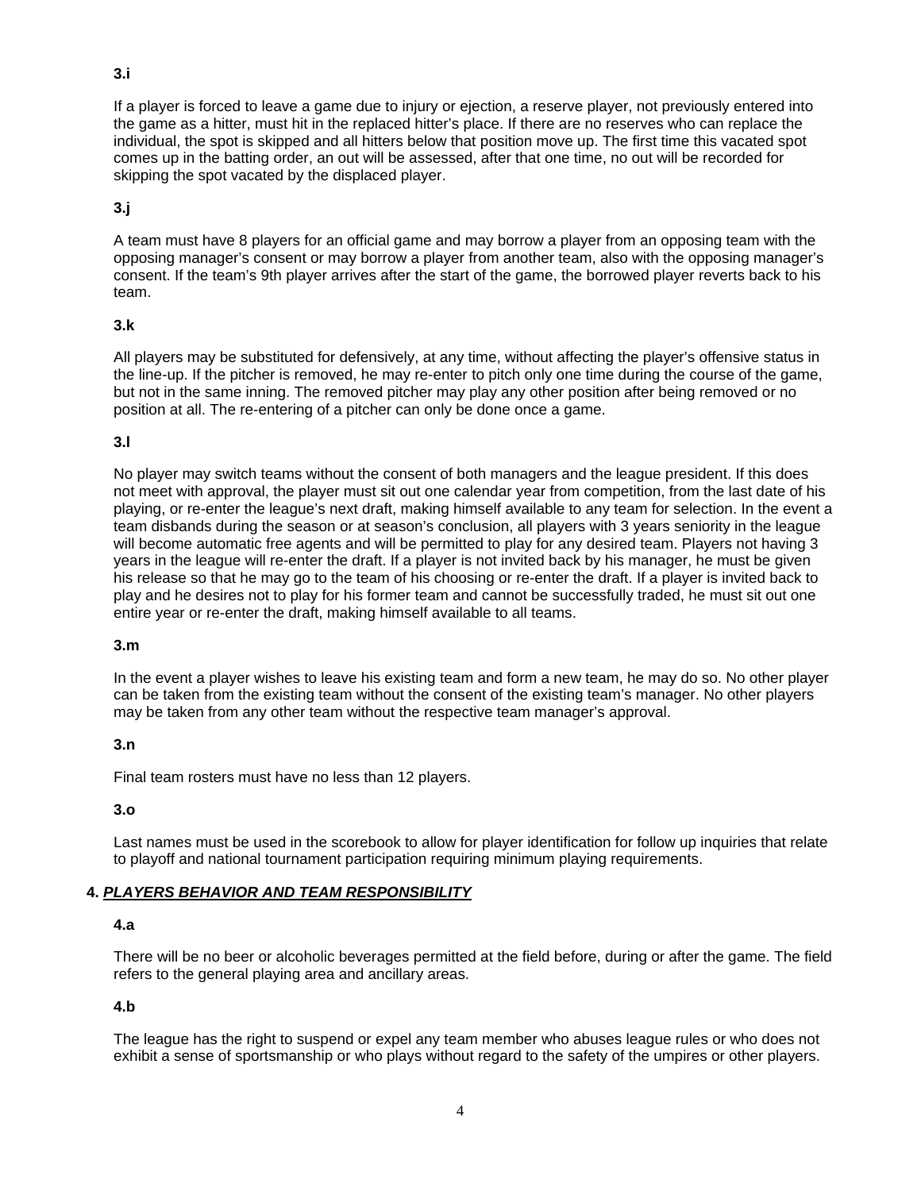**3.i**

If a player is forced to leave a game due to injury or ejection, a reserve player, not previously entered into the game as a hitter, must hit in the replaced hitter's place. If there are no reserves who can replace the individual, the spot is skipped and all hitters below that position move up. The first time this vacated spot comes up in the batting order, an out will be assessed, after that one time, no out will be recorded for skipping the spot vacated by the displaced player.

**3.j**

A team must have 8 players for an official game and may borrow a player from an opposing team with the opposing manager's consent or may borrow a player from another team, also with the opposing manager's consent. If the team's 9th player arrives after the start of the game, the borrowed player reverts back to his team.

**3.k**

All players may be substituted for defensively, at any time, without affecting the player's offensive status in the line-up. If the pitcher is removed, he may re-enter to pitch only one time during the course of the game, but not in the same inning. The removed pitcher may play any other position after being removed or no position at all. The re-entering of a pitcher can only be done once a game.

**3.l**

No player may switch teams without the consent of both managers and the league president. If this does not meet with approval, the player must sit out one calendar year from competition, from the last date of his playing, or re-enter the league's next draft, making himself available to any team for selection. In the event a team disbands during the season or at season's conclusion, all players with 3 years seniority in the league will become automatic free agents and will be permitted to play for any desired team. Players not having 3 years in the league will re-enter the draft. If a player is not invited back by his manager, he must be given his release so that he may go to the team of his choosing or re-enter the draft. If a player is invited back to play and he desires not to play for his former team and cannot be successfully traded, he must sit out one entire year or re-enter the draft, making himself available to all teams.

**3.m**

In the event a player wishes to leave his existing team and form a new team, he may do so. No other player can be taken from the existing team without the consent of the existing team's manager. No other players may be taken from any other team without the respective team manager's approval.

**3.n**

Final team rosters must have no less than 12 players.

**3.o**

Last names must be used in the scorebook to allow for player identification for follow up inquiries that relate to playoff and national tournament participation requiring minimum playing requirements.

## 4. ***PLAYERS BEHAVIOR AND TEAM RESPONSIBILITY***

**4.a**

There will be no beer or alcoholic beverages permitted at the field before, during or after the game. The field refers to the general playing area and ancillary areas.

**4.b**

The league has the right to suspend or expel any team member who abuses league rules or who does not exhibit a sense of sportsmanship or who plays without regard to the safety of the umpires or other players.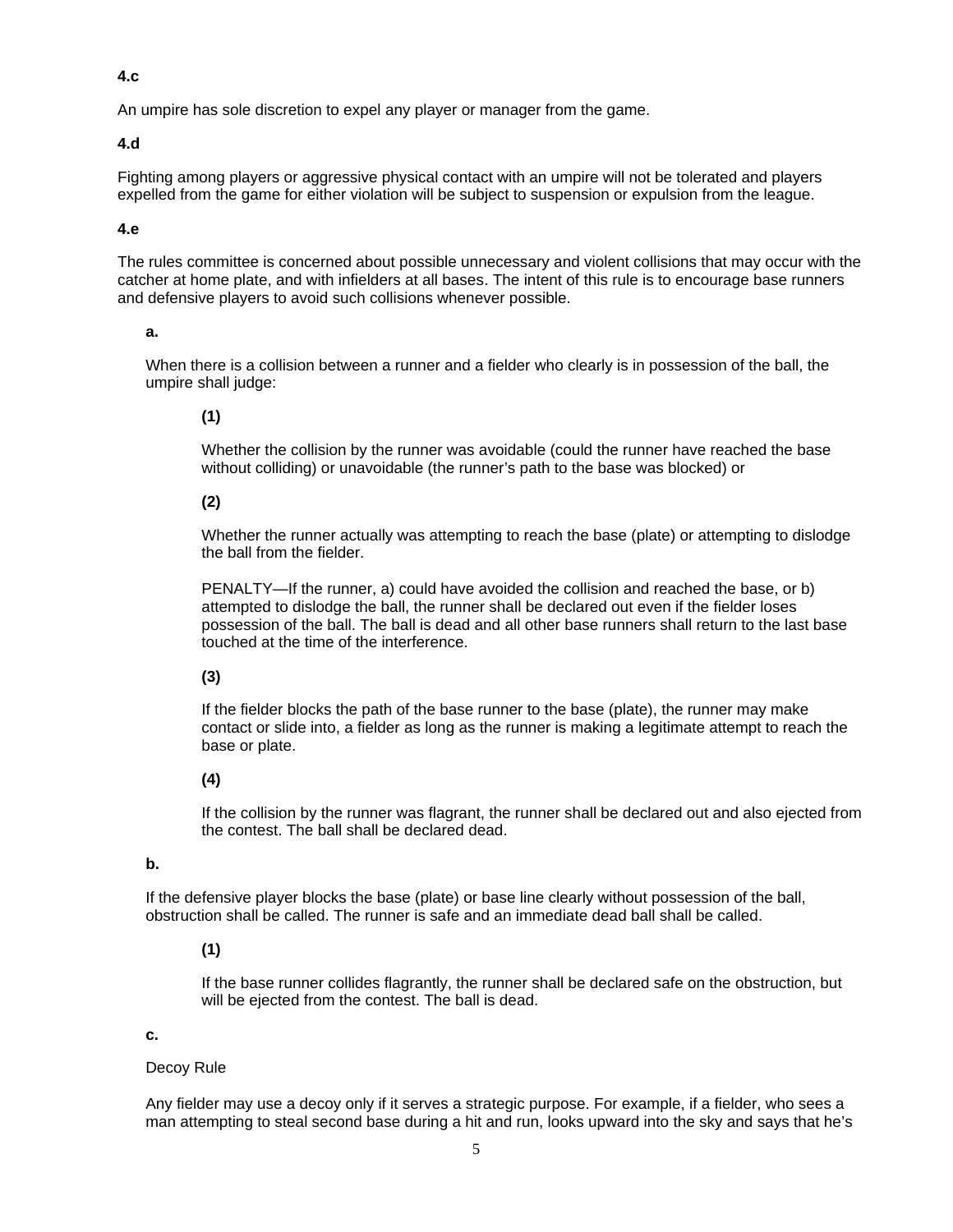**4.c**

An umpire has sole discretion to expel any player or manager from the game.

**4.d**

Fighting among players or aggressive physical contact with an umpire will not be tolerated and players expelled from the game for either violation will be subject to suspension or expulsion from the league.

**4.e**

The rules committee is concerned about possible unnecessary and violent collisions that may occur with the catcher at home plate, and with infielders at all bases. The intent of this rule is to encourage base runners and defensive players to avoid such collisions whenever possible.

**a.**

When there is a collision between a runner and a fielder who clearly is in possession of the ball, the umpire shall judge:

**(1)**

Whether the collision by the runner was avoidable (could the runner have reached the base without colliding) or unavoidable (the runner's path to the base was blocked) or

**(2)**

Whether the runner actually was attempting to reach the base (plate) or attempting to dislodge the ball from the fielder.

PENALTY—If the runner, a) could have avoided the collision and reached the base, or b) attempted to dislodge the ball, the runner shall be declared out even if the fielder loses possession of the ball. The ball is dead and all other base runners shall return to the last base touched at the time of the interference.

**(3)**

If the fielder blocks the path of the base runner to the base (plate), the runner may make contact or slide into, a fielder as long as the runner is making a legitimate attempt to reach the base or plate.

**(4)**

If the collision by the runner was flagrant, the runner shall be declared out and also ejected from the contest. The ball shall be declared dead.

**b.**

If the defensive player blocks the base (plate) or base line clearly without possession of the ball, obstruction shall be called. The runner is safe and an immediate dead ball shall be called.

**(1)**

If the base runner collides flagrantly, the runner shall be declared safe on the obstruction, but will be ejected from the contest. The ball is dead.

**c.**

Decoy Rule

Any fielder may use a decoy only if it serves a strategic purpose. For example, if a fielder, who sees a man attempting to steal second base during a hit and run, looks upward into the sky and says that he's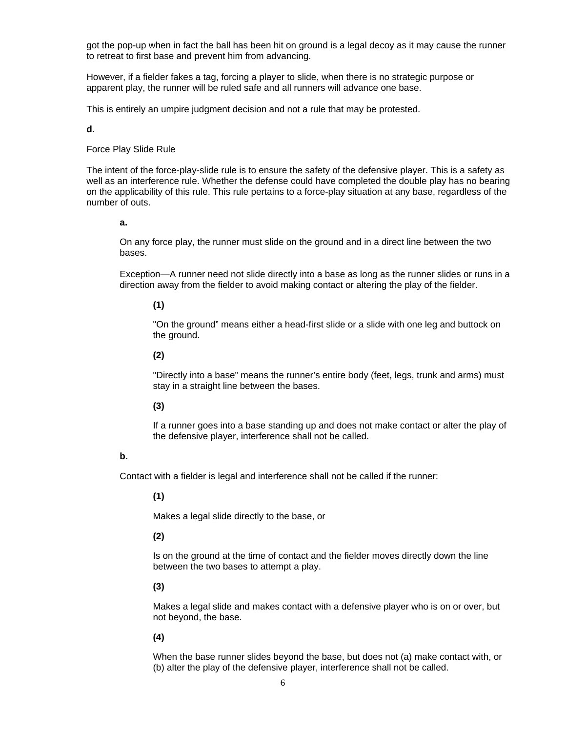got the pop-up when in fact the ball has been hit on ground is a legal decoy as it may cause the runner to retreat to first base and prevent him from advancing.

However, if a fielder fakes a tag, forcing a player to slide, when there is no strategic purpose or apparent play, the runner will be ruled safe and all runners will advance one base.

This is entirely an umpire judgment decision and not a rule that may be protested.

**d.**

Force Play Slide Rule

The intent of the force-play-slide rule is to ensure the safety of the defensive player. This is a safety as well as an interference rule. Whether the defense could have completed the double play has no bearing on the applicability of this rule. This rule pertains to a force-play situation at any base, regardless of the number of outs.

**a.**

On any force play, the runner must slide on the ground and in a direct line between the two bases.

Exception—A runner need not slide directly into a base as long as the runner slides or runs in a direction away from the fielder to avoid making contact or altering the play of the fielder.

**(1)**

"On the ground" means either a head-first slide or a slide with one leg and buttock on the ground.

**(2)**

"Directly into a base" means the runner's entire body (feet, legs, trunk and arms) must stay in a straight line between the bases.

**(3)**

If a runner goes into a base standing up and does not make contact or alter the play of the defensive player, interference shall not be called.

**b.**

Contact with a fielder is legal and interference shall not be called if the runner:

**(1)**

Makes a legal slide directly to the base, or

**(2)**

Is on the ground at the time of contact and the fielder moves directly down the line between the two bases to attempt a play.

**(3)**

Makes a legal slide and makes contact with a defensive player who is on or over, but not beyond, the base.

**(4)**

When the base runner slides beyond the base, but does not (a) make contact with, or (b) alter the play of the defensive player, interference shall not be called.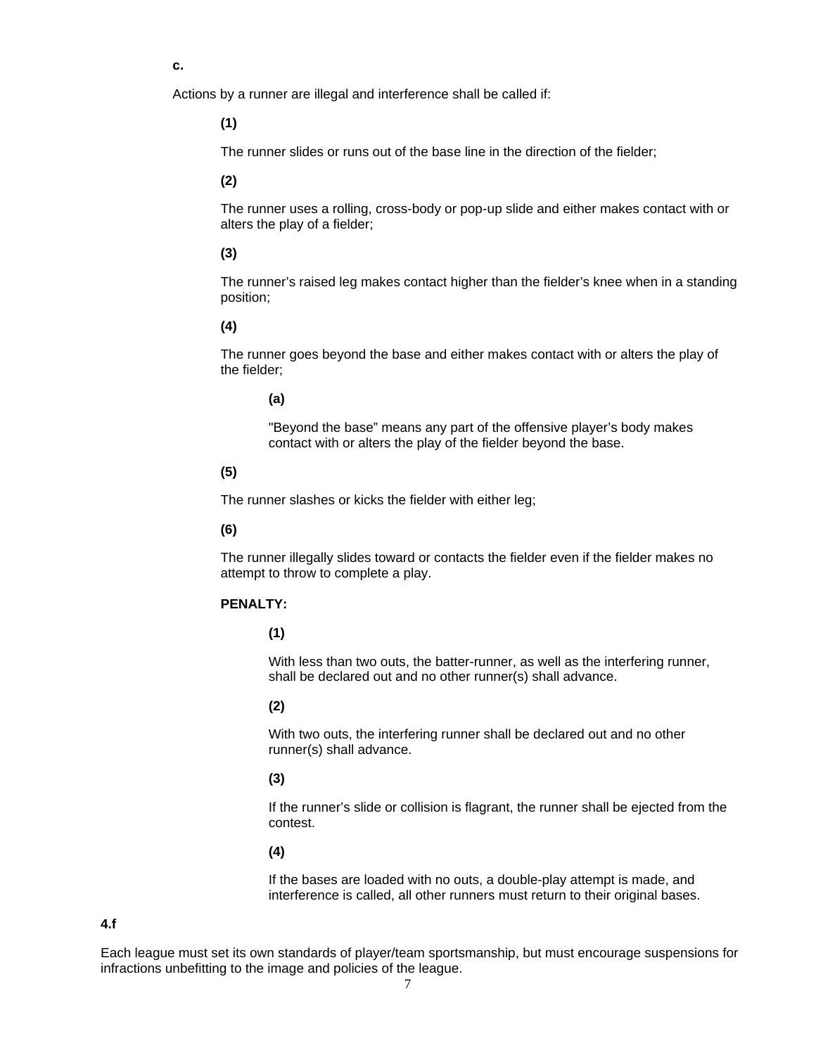**c.**

Actions by a runner are illegal and interference shall be called if:

**(1)**

The runner slides or runs out of the base line in the direction of the fielder;

**(2)**

The runner uses a rolling, cross-body or pop-up slide and either makes contact with or alters the play of a fielder;

**(3)**

The runner's raised leg makes contact higher than the fielder's knee when in a standing position;

**(4)**

The runner goes beyond the base and either makes contact with or alters the play of the fielder;

**(a)**

"Beyond the base" means any part of the offensive player's body makes contact with or alters the play of the fielder beyond the base.

**(5)**

The runner slashes or kicks the fielder with either leg;

**(6)**

The runner illegally slides toward or contacts the fielder even if the fielder makes no attempt to throw to complete a play.

**PENALTY:**

**(1)**

With less than two outs, the batter-runner, as well as the interfering runner, shall be declared out and no other runner(s) shall advance.

**(2)**

With two outs, the interfering runner shall be declared out and no other runner(s) shall advance.

**(3)**

If the runner's slide or collision is flagrant, the runner shall be ejected from the contest.

**(4)**

If the bases are loaded with no outs, a double-play attempt is made, and interference is called, all other runners must return to their original bases.

**4.f**

Each league must set its own standards of player/team sportsmanship, but must encourage suspensions for infractions unbefitting to the image and policies of the league.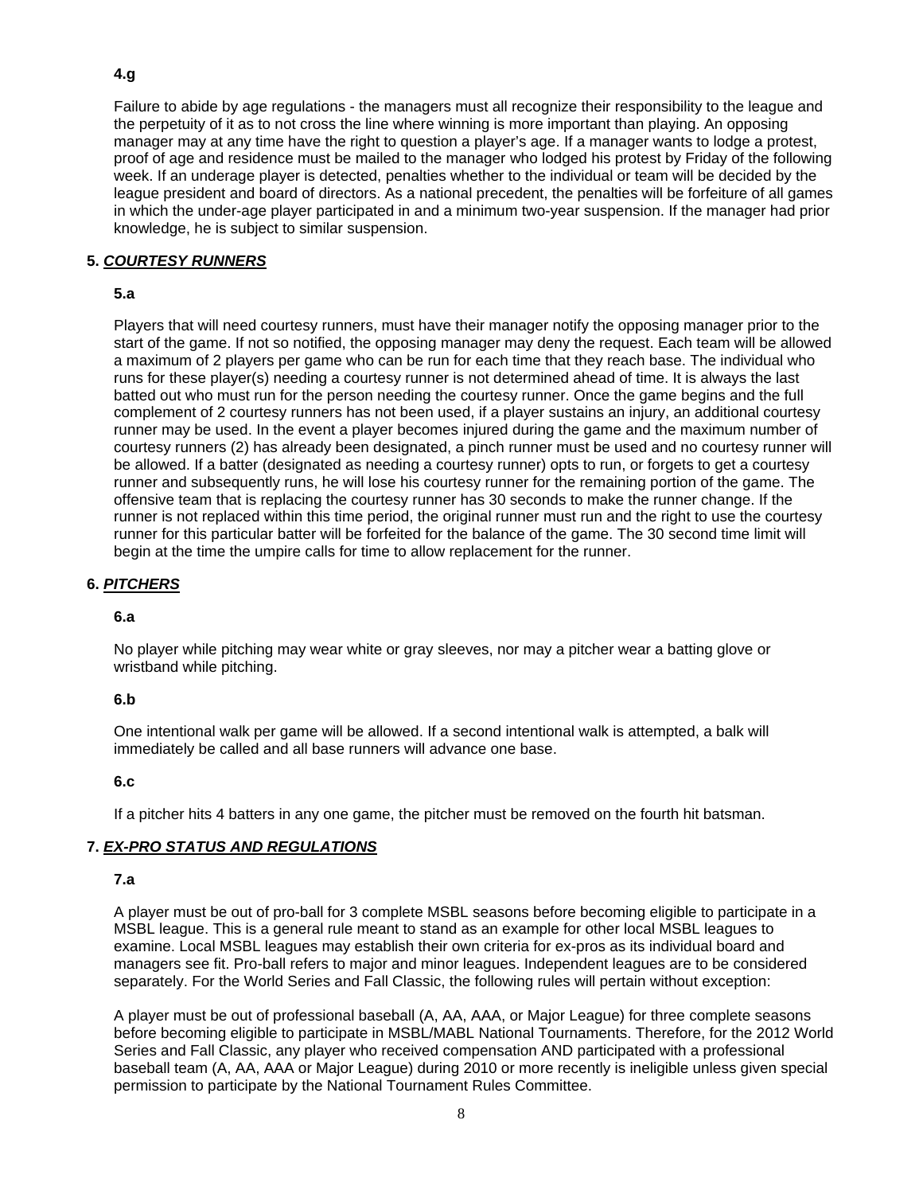**4.g**

Failure to abide by age regulations - the managers must all recognize their responsibility to the league and the perpetuity of it as to not cross the line where winning is more important than playing. An opposing manager may at any time have the right to question a player's age. If a manager wants to lodge a protest, proof of age and residence must be mailed to the manager who lodged his protest by Friday of the following week. If an underage player is detected, penalties whether to the individual or team will be decided by the league president and board of directors. As a national precedent, the penalties will be forfeiture of all games in which the under-age player participated in and a minimum two-year suspension. If the manager had prior knowledge, he is subject to similar suspension.

## 5. ***COURTESY RUNNERS***

**5.a**

Players that will need courtesy runners, must have their manager notify the opposing manager prior to the start of the game. If not so notified, the opposing manager may deny the request. Each team will be allowed a maximum of 2 players per game who can be run for each time that they reach base. The individual who runs for these player(s) needing a courtesy runner is not determined ahead of time. It is always the last batted out who must run for the person needing the courtesy runner. Once the game begins and the full complement of 2 courtesy runners has not been used, if a player sustains an injury, an additional courtesy runner may be used. In the event a player becomes injured during the game and the maximum number of courtesy runners (2) has already been designated, a pinch runner must be used and no courtesy runner will be allowed. If a batter (designated as needing a courtesy runner) opts to run, or forgets to get a courtesy runner and subsequently runs, he will lose his courtesy runner for the remaining portion of the game. The offensive team that is replacing the courtesy runner has 30 seconds to make the runner change. If the runner is not replaced within this time period, the original runner must run and the right to use the courtesy runner for this particular batter will be forfeited for the balance of the game. The 30 second time limit will begin at the time the umpire calls for time to allow replacement for the runner.

## 6. ***PITCHERS***

**6.a**

No player while pitching may wear white or gray sleeves, nor may a pitcher wear a batting glove or wristband while pitching.

**6.b**

One intentional walk per game will be allowed. If a second intentional walk is attempted, a balk will immediately be called and all base runners will advance one base.

**6.c**

If a pitcher hits 4 batters in any one game, the pitcher must be removed on the fourth hit batsman.

## 7. ***EX-PRO STATUS AND REGULATIONS***

**7.a**

A player must be out of pro-ball for 3 complete MSBL seasons before becoming eligible to participate in a MSBL league. This is a general rule meant to stand as an example for other local MSBL leagues to examine. Local MSBL leagues may establish their own criteria for ex-pros as its individual board and managers see fit. Pro-ball refers to major and minor leagues. Independent leagues are to be considered separately. For the World Series and Fall Classic, the following rules will pertain without exception:

A player must be out of professional baseball (A, AA, AAA, or Major League) for three complete seasons before becoming eligible to participate in MSBL/MABL National Tournaments. Therefore, for the 2012 World Series and Fall Classic, any player who received compensation AND participated with a professional baseball team (A, AA, AAA or Major League) during 2010 or more recently is ineligible unless given special permission to participate by the National Tournament Rules Committee.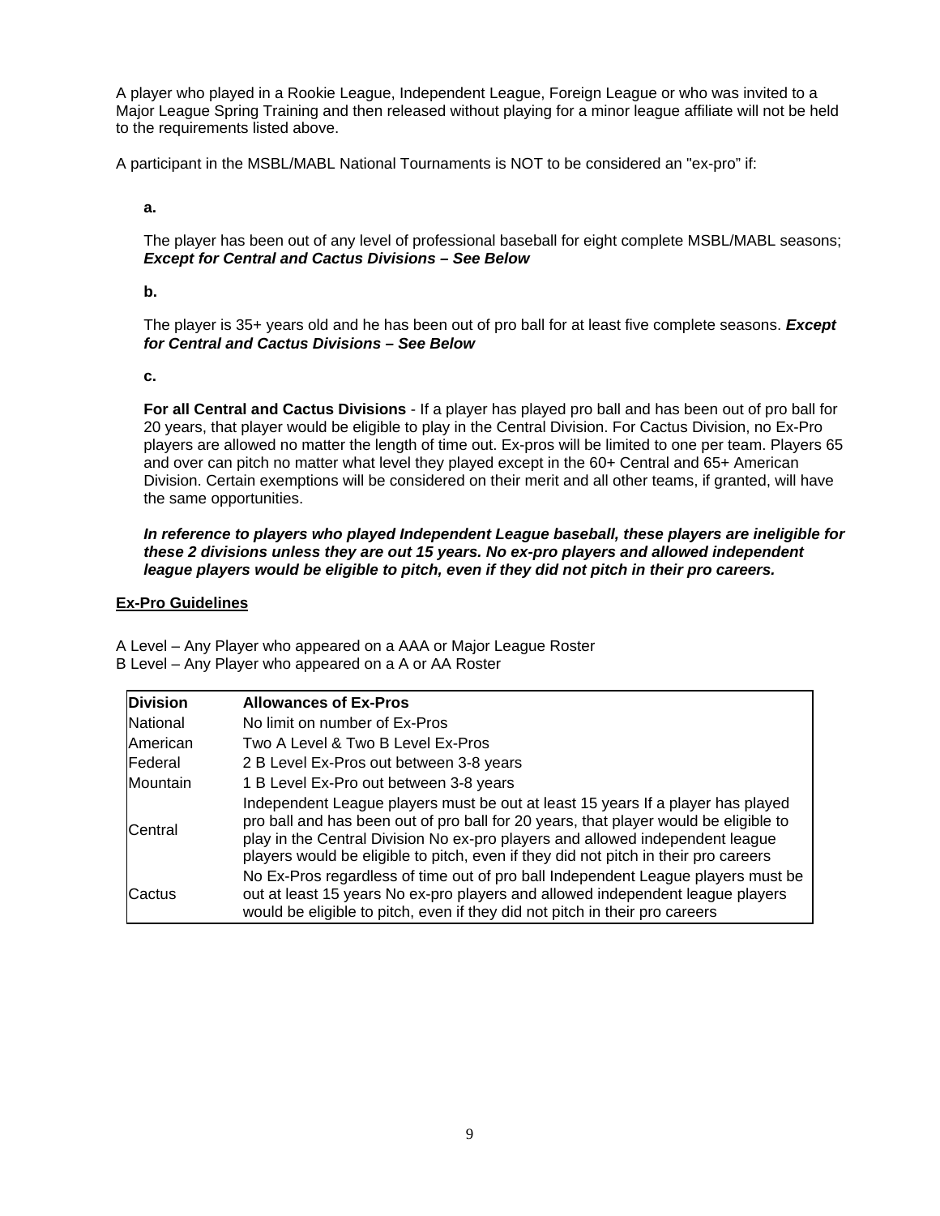A player who played in a Rookie League, Independent League, Foreign League or who was invited to a Major League Spring Training and then released without playing for a minor league affiliate will not be held to the requirements listed above.

A participant in the MSBL/MABL National Tournaments is NOT to be considered an "ex-pro" if:

**a.**

The player has been out of any level of professional baseball for eight complete MSBL/MABL seasons; ***Except for Central and Cactus Divisions – See Below***

**b.**

The player is 35+ years old and he has been out of pro ball for at least five complete seasons. ***Except for Central and Cactus Divisions – See Below***

**c.**

**For all Central and Cactus Divisions** - If a player has played pro ball and has been out of pro ball for 20 years, that player would be eligible to play in the Central Division. For Cactus Division, no Ex-Pro players are allowed no matter the length of time out. Ex-pros will be limited to one per team. Players 65 and over can pitch no matter what level they played except in the 60+ Central and 65+ American Division. Certain exemptions will be considered on their merit and all other teams, if granted, will have the same opportunities.

***In reference to players who played Independent League baseball, these players are ineligible for these 2 divisions unless they are out 15 years. No ex-pro players and allowed independent league players would be eligible to pitch, even if they did not pitch in their pro careers.***

**<u>Ex-Pro Guidelines</u>**

A Level – Any Player who appeared on a AAA or Major League Roster
B Level – Any Player who appeared on a A or AA Roster

| Division | Allowances of Ex-Pros |
|---|---|
| National | No limit on number of Ex-Pros |
| American | Two A Level & Two B Level Ex-Pros |
| Federal | 2 B Level Ex-Pros out between 3-8 years |
| Mountain | 1 B Level Ex-Pro out between 3-8 years |
| Central | Independent League players must be out at least 15 years If a player has played pro ball and has been out of pro ball for 20 years, that player would be eligible to play in the Central Division No ex-pro players and allowed independent league players would be eligible to pitch, even if they did not pitch in their pro careers |
| Cactus | No Ex-Pros regardless of time out of pro ball Independent League players must be out at least 15 years No ex-pro players and allowed independent league players would be eligible to pitch, even if they did not pitch in their pro careers |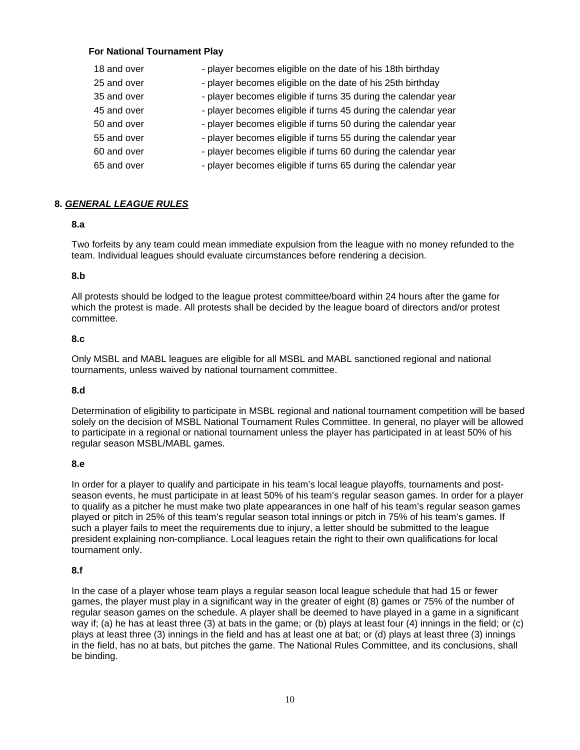**For National Tournament Play**

| | |
|---|---|
| 18 and over | - player becomes eligible on the date of his 18th birthday |
| 25 and over | - player becomes eligible on the date of his 25th birthday |
| 35 and over | - player becomes eligible if turns 35 during the calendar year |
| 45 and over | - player becomes eligible if turns 45 during the calendar year |
| 50 and over | - player becomes eligible if turns 50 during the calendar year |
| 55 and over | - player becomes eligible if turns 55 during the calendar year |
| 60 and over | - player becomes eligible if turns 60 during the calendar year |
| 65 and over | - player becomes eligible if turns 65 during the calendar year |

## 8. ***GENERAL LEAGUE RULES***

**8.a**

Two forfeits by any team could mean immediate expulsion from the league with no money refunded to the team. Individual leagues should evaluate circumstances before rendering a decision.

**8.b**

All protests should be lodged to the league protest committee/board within 24 hours after the game for which the protest is made. All protests shall be decided by the league board of directors and/or protest committee.

**8.c**

Only MSBL and MABL leagues are eligible for all MSBL and MABL sanctioned regional and national tournaments, unless waived by national tournament committee.

**8.d**

Determination of eligibility to participate in MSBL regional and national tournament competition will be based solely on the decision of MSBL National Tournament Rules Committee. In general, no player will be allowed to participate in a regional or national tournament unless the player has participated in at least 50% of his regular season MSBL/MABL games.

**8.e**

In order for a player to qualify and participate in his team's local league playoffs, tournaments and post-season events, he must participate in at least 50% of his team's regular season games. In order for a player to qualify as a pitcher he must make two plate appearances in one half of his team's regular season games played or pitch in 25% of this team's regular season total innings or pitch in 75% of his team's games. If such a player fails to meet the requirements due to injury, a letter should be submitted to the league president explaining non-compliance. Local leagues retain the right to their own qualifications for local tournament only.

**8.f**

In the case of a player whose team plays a regular season local league schedule that had 15 or fewer games, the player must play in a significant way in the greater of eight (8) games or 75% of the number of regular season games on the schedule. A player shall be deemed to have played in a game in a significant way if; (a) he has at least three (3) at bats in the game; or (b) plays at least four (4) innings in the field; or (c) plays at least three (3) innings in the field and has at least one at bat; or (d) plays at least three (3) innings in the field, has no at bats, but pitches the game. The National Rules Committee, and its conclusions, shall be binding.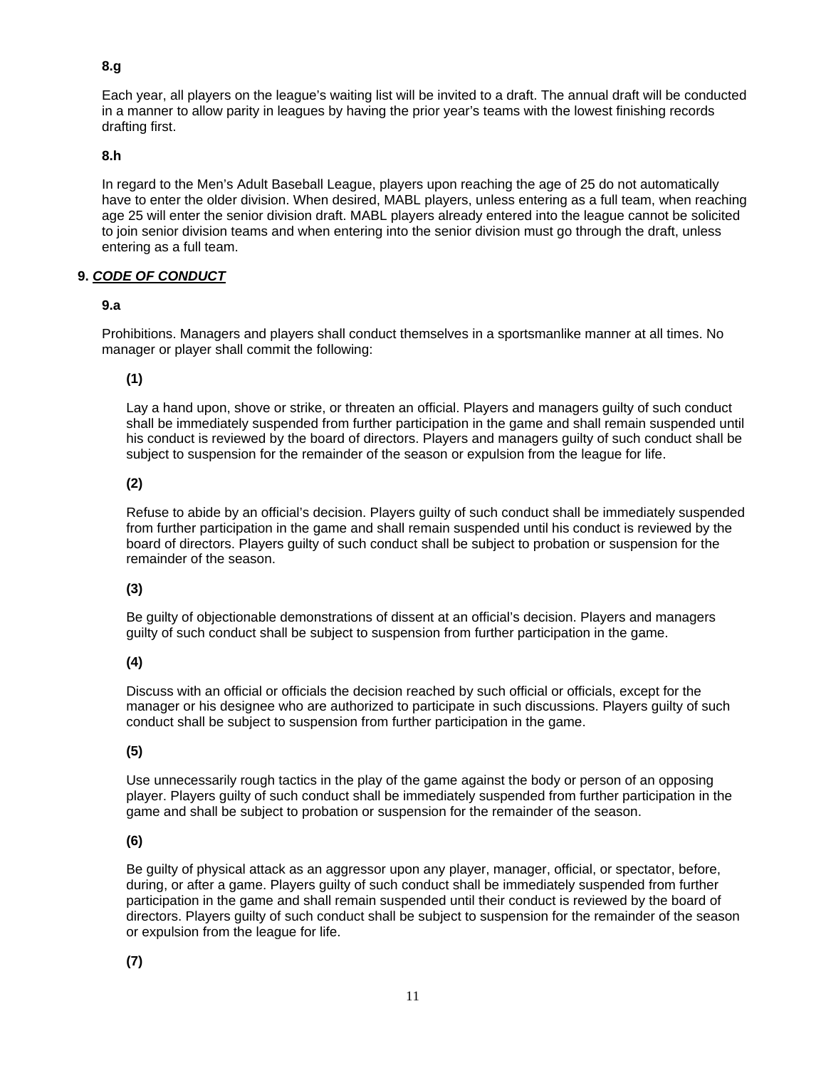**8.g**

Each year, all players on the league's waiting list will be invited to a draft. The annual draft will be conducted in a manner to allow parity in leagues by having the prior year's teams with the lowest finishing records drafting first.

**8.h**

In regard to the Men's Adult Baseball League, players upon reaching the age of 25 do not automatically have to enter the older division. When desired, MABL players, unless entering as a full team, when reaching age 25 will enter the senior division draft. MABL players already entered into the league cannot be solicited to join senior division teams and when entering into the senior division must go through the draft, unless entering as a full team.

## 9. ***CODE OF CONDUCT***

**9.a**

Prohibitions. Managers and players shall conduct themselves in a sportsmanlike manner at all times. No manager or player shall commit the following:

**(1)**

Lay a hand upon, shove or strike, or threaten an official. Players and managers guilty of such conduct shall be immediately suspended from further participation in the game and shall remain suspended until his conduct is reviewed by the board of directors. Players and managers guilty of such conduct shall be subject to suspension for the remainder of the season or expulsion from the league for life.

**(2)**

Refuse to abide by an official's decision. Players guilty of such conduct shall be immediately suspended from further participation in the game and shall remain suspended until his conduct is reviewed by the board of directors. Players guilty of such conduct shall be subject to probation or suspension for the remainder of the season.

**(3)**

Be guilty of objectionable demonstrations of dissent at an official's decision. Players and managers guilty of such conduct shall be subject to suspension from further participation in the game.

**(4)**

Discuss with an official or officials the decision reached by such official or officials, except for the manager or his designee who are authorized to participate in such discussions. Players guilty of such conduct shall be subject to suspension from further participation in the game.

**(5)**

Use unnecessarily rough tactics in the play of the game against the body or person of an opposing player. Players guilty of such conduct shall be immediately suspended from further participation in the game and shall be subject to probation or suspension for the remainder of the season.

**(6)**

Be guilty of physical attack as an aggressor upon any player, manager, official, or spectator, before, during, or after a game. Players guilty of such conduct shall be immediately suspended from further participation in the game and shall remain suspended until their conduct is reviewed by the board of directors. Players guilty of such conduct shall be subject to suspension for the remainder of the season or expulsion from the league for life.

**(7)**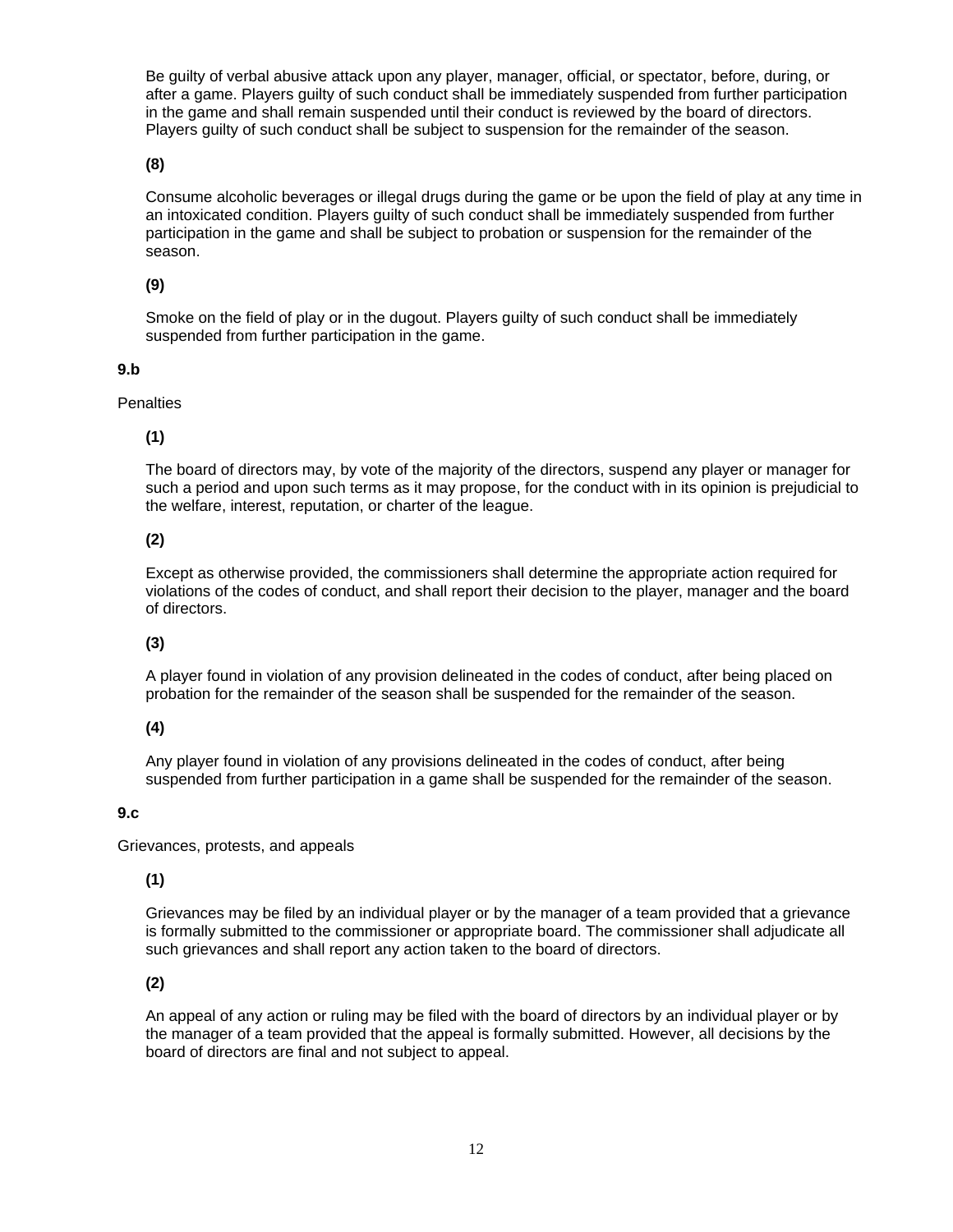Be guilty of verbal abusive attack upon any player, manager, official, or spectator, before, during, or after a game. Players guilty of such conduct shall be immediately suspended from further participation in the game and shall remain suspended until their conduct is reviewed by the board of directors. Players guilty of such conduct shall be subject to suspension for the remainder of the season.

**(8)**

Consume alcoholic beverages or illegal drugs during the game or be upon the field of play at any time in an intoxicated condition. Players guilty of such conduct shall be immediately suspended from further participation in the game and shall be subject to probation or suspension for the remainder of the season.

**(9)**

Smoke on the field of play or in the dugout. Players guilty of such conduct shall be immediately suspended from further participation in the game.

**9.b**

Penalties

**(1)**

The board of directors may, by vote of the majority of the directors, suspend any player or manager for such a period and upon such terms as it may propose, for the conduct with in its opinion is prejudicial to the welfare, interest, reputation, or charter of the league.

**(2)**

Except as otherwise provided, the commissioners shall determine the appropriate action required for violations of the codes of conduct, and shall report their decision to the player, manager and the board of directors.

**(3)**

A player found in violation of any provision delineated in the codes of conduct, after being placed on probation for the remainder of the season shall be suspended for the remainder of the season.

**(4)**

Any player found in violation of any provisions delineated in the codes of conduct, after being suspended from further participation in a game shall be suspended for the remainder of the season.

**9.c**

Grievances, protests, and appeals

**(1)**

Grievances may be filed by an individual player or by the manager of a team provided that a grievance is formally submitted to the commissioner or appropriate board. The commissioner shall adjudicate all such grievances and shall report any action taken to the board of directors.

**(2)**

An appeal of any action or ruling may be filed with the board of directors by an individual player or by the manager of a team provided that the appeal is formally submitted. However, all decisions by the board of directors are final and not subject to appeal.